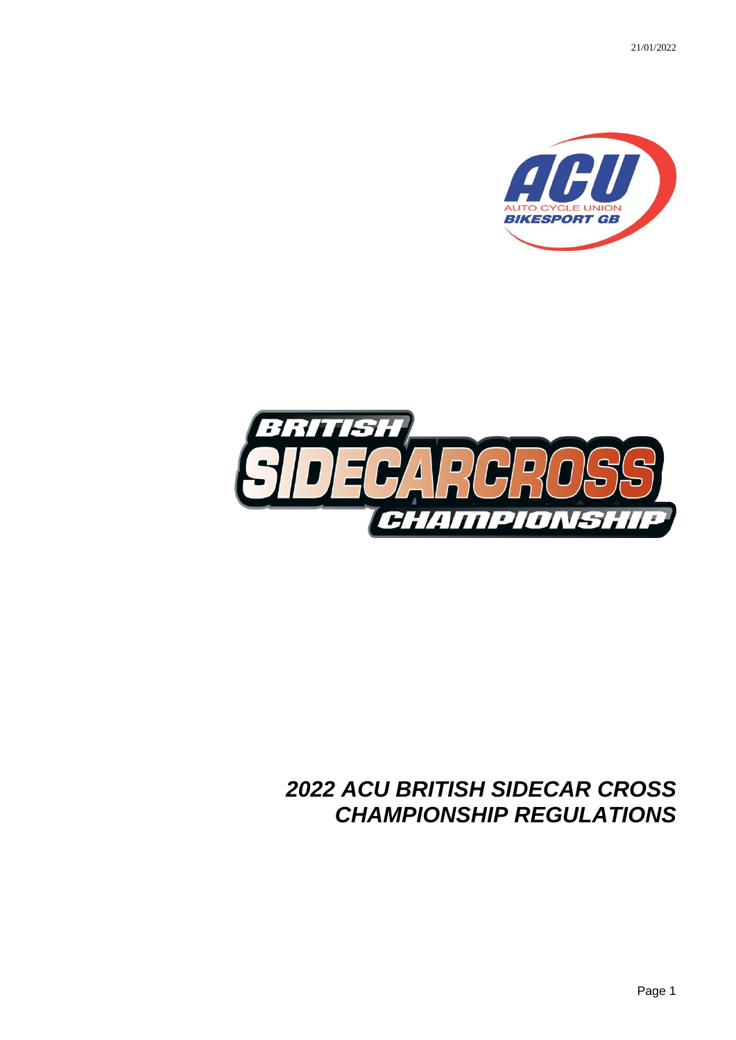21/01/2022

# 2022 ACU BRITISH SIDECAR CROSS CHAMPIONSHIP REGULATIONS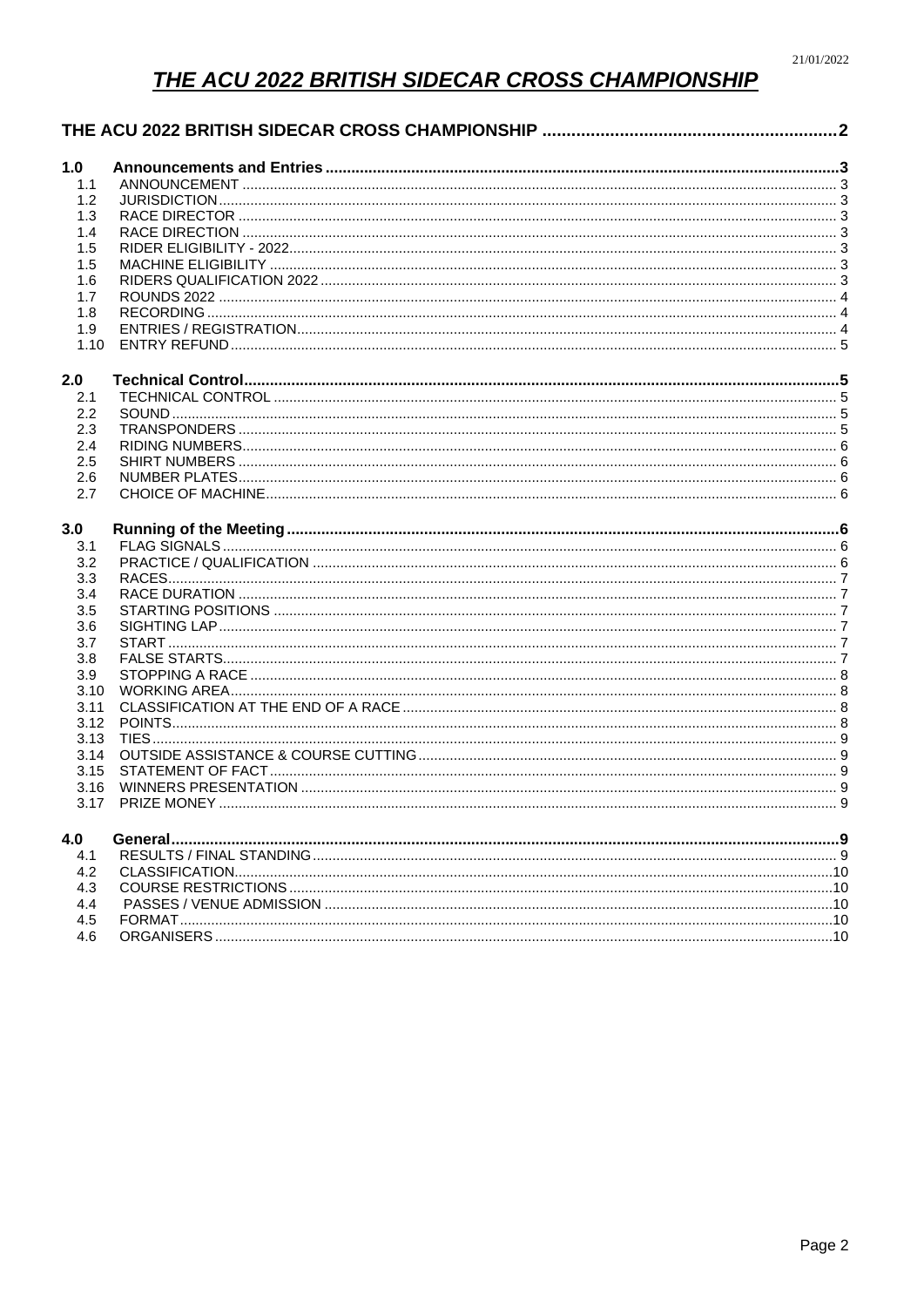# THE ACU 2022 BRITISH SIDECAR CROSS CHAMPIONSHIP

**THE ACU 2022 BRITISH SIDECAR CROSS CHAMPIONSHIP** ..... 2

**1.0 Announcements and Entries** ..... 3

- 1.1 ANNOUNCEMENT ..... 3
- 1.2 JURISDICTION ..... 3
- 1.3 RACE DIRECTOR ..... 3
- 1.4 RACE DIRECTION ..... 3
- 1.5 RIDER ELIGIBILITY - 2022 ..... 3
- 1.5 MACHINE ELIGIBILITY ..... 3
- 1.6 RIDERS QUALIFICATION 2022 ..... 3
- 1.7 ROUNDS 2022 ..... 4
- 1.8 RECORDING ..... 4
- 1.9 ENTRIES / REGISTRATION ..... 4
- 1.10 ENTRY REFUND ..... 5

**2.0 Technical Control** ..... 5

- 2.1 TECHNICAL CONTROL ..... 5
- 2.2 SOUND ..... 5
- 2.3 TRANSPONDERS ..... 5
- 2.4 RIDING NUMBERS ..... 6
- 2.5 SHIRT NUMBERS ..... 6
- 2.6 NUMBER PLATES ..... 6
- 2.7 CHOICE OF MACHINE ..... 6

**3.0 Running of the Meeting** ..... 6

- 3.1 FLAG SIGNALS ..... 6
- 3.2 PRACTICE / QUALIFICATION ..... 6
- 3.3 RACES ..... 7
- 3.4 RACE DURATION ..... 7
- 3.5 STARTING POSITIONS ..... 7
- 3.6 SIGHTING LAP ..... 7
- 3.7 START ..... 7
- 3.8 FALSE STARTS ..... 7
- 3.9 STOPPING A RACE ..... 8
- 3.10 WORKING AREA ..... 8
- 3.11 CLASSIFICATION AT THE END OF A RACE ..... 8
- 3.12 POINTS ..... 8
- 3.13 TIES ..... 9
- 3.14 OUTSIDE ASSISTANCE & COURSE CUTTING ..... 9
- 3.15 STATEMENT OF FACT ..... 9
- 3.16 WINNERS PRESENTATION ..... 9
- 3.17 PRIZE MONEY ..... 9

**4.0 General** ..... 9

- 4.1 RESULTS / FINAL STANDING ..... 9
- 4.2 CLASSIFICATION ..... 10
- 4.3 COURSE RESTRICTIONS ..... 10
- 4.4 PASSES / VENUE ADMISSION ..... 10
- 4.5 FORMAT ..... 10
- 4.6 ORGANISERS ..... 10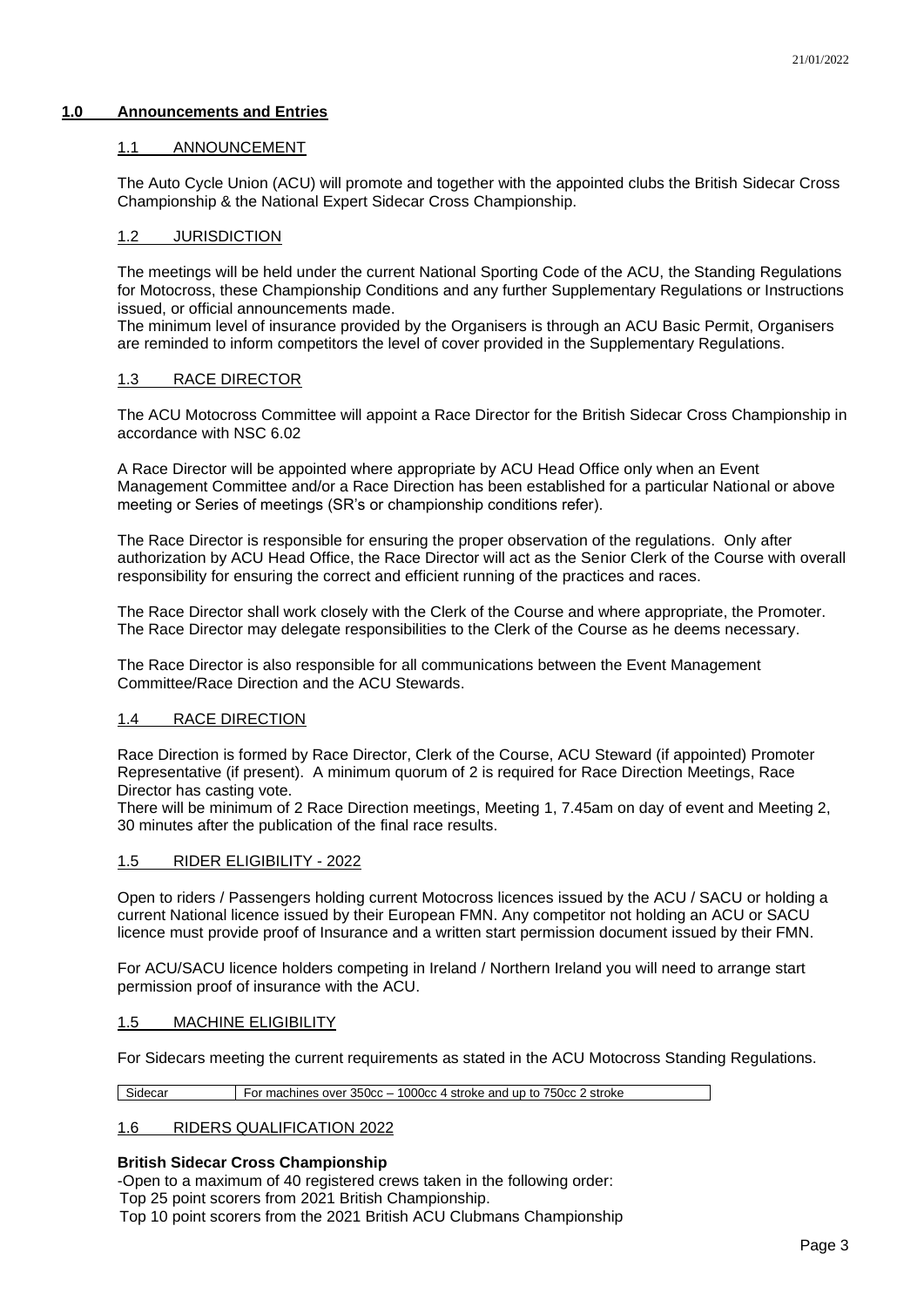## 1.0 Announcements and Entries

### 1.1 ANNOUNCEMENT

The Auto Cycle Union (ACU) will promote and together with the appointed clubs the British Sidecar Cross Championship & the National Expert Sidecar Cross Championship.

### 1.2 JURISDICTION

The meetings will be held under the current National Sporting Code of the ACU, the Standing Regulations for Motocross, these Championship Conditions and any further Supplementary Regulations or Instructions issued, or official announcements made.
The minimum level of insurance provided by the Organisers is through an ACU Basic Permit, Organisers are reminded to inform competitors the level of cover provided in the Supplementary Regulations.

### 1.3 RACE DIRECTOR

The ACU Motocross Committee will appoint a Race Director for the British Sidecar Cross Championship in accordance with NSC 6.02

A Race Director will be appointed where appropriate by ACU Head Office only when an Event Management Committee and/or a Race Direction has been established for a particular National or above meeting or Series of meetings (SR's or championship conditions refer).

The Race Director is responsible for ensuring the proper observation of the regulations. Only after authorization by ACU Head Office, the Race Director will act as the Senior Clerk of the Course with overall responsibility for ensuring the correct and efficient running of the practices and races.

The Race Director shall work closely with the Clerk of the Course and where appropriate, the Promoter. The Race Director may delegate responsibilities to the Clerk of the Course as he deems necessary.

The Race Director is also responsible for all communications between the Event Management Committee/Race Direction and the ACU Stewards.

### 1.4 RACE DIRECTION

Race Direction is formed by Race Director, Clerk of the Course, ACU Steward (if appointed) Promoter Representative (if present). A minimum quorum of 2 is required for Race Direction Meetings, Race Director has casting vote.
There will be minimum of 2 Race Direction meetings, Meeting 1, 7.45am on day of event and Meeting 2, 30 minutes after the publication of the final race results.

### 1.5 RIDER ELIGIBILITY - 2022

Open to riders / Passengers holding current Motocross licences issued by the ACU / SACU or holding a current National licence issued by their European FMN. Any competitor not holding an ACU or SACU licence must provide proof of Insurance and a written start permission document issued by their FMN.

For ACU/SACU licence holders competing in Ireland / Northern Ireland you will need to arrange start permission proof of insurance with the ACU.

### 1.5 MACHINE ELIGIBILITY

For Sidecars meeting the current requirements as stated in the ACU Motocross Standing Regulations.

| Sidecar | For machines over 350cc – 1000cc 4 stroke and up to 750cc 2 stroke |
|---|---|

### 1.6 RIDERS QUALIFICATION 2022

**British Sidecar Cross Championship**

-Open to a maximum of 40 registered crews taken in the following order:
Top 25 point scorers from 2021 British Championship.
Top 10 point scorers from the 2021 British ACU Clubmans Championship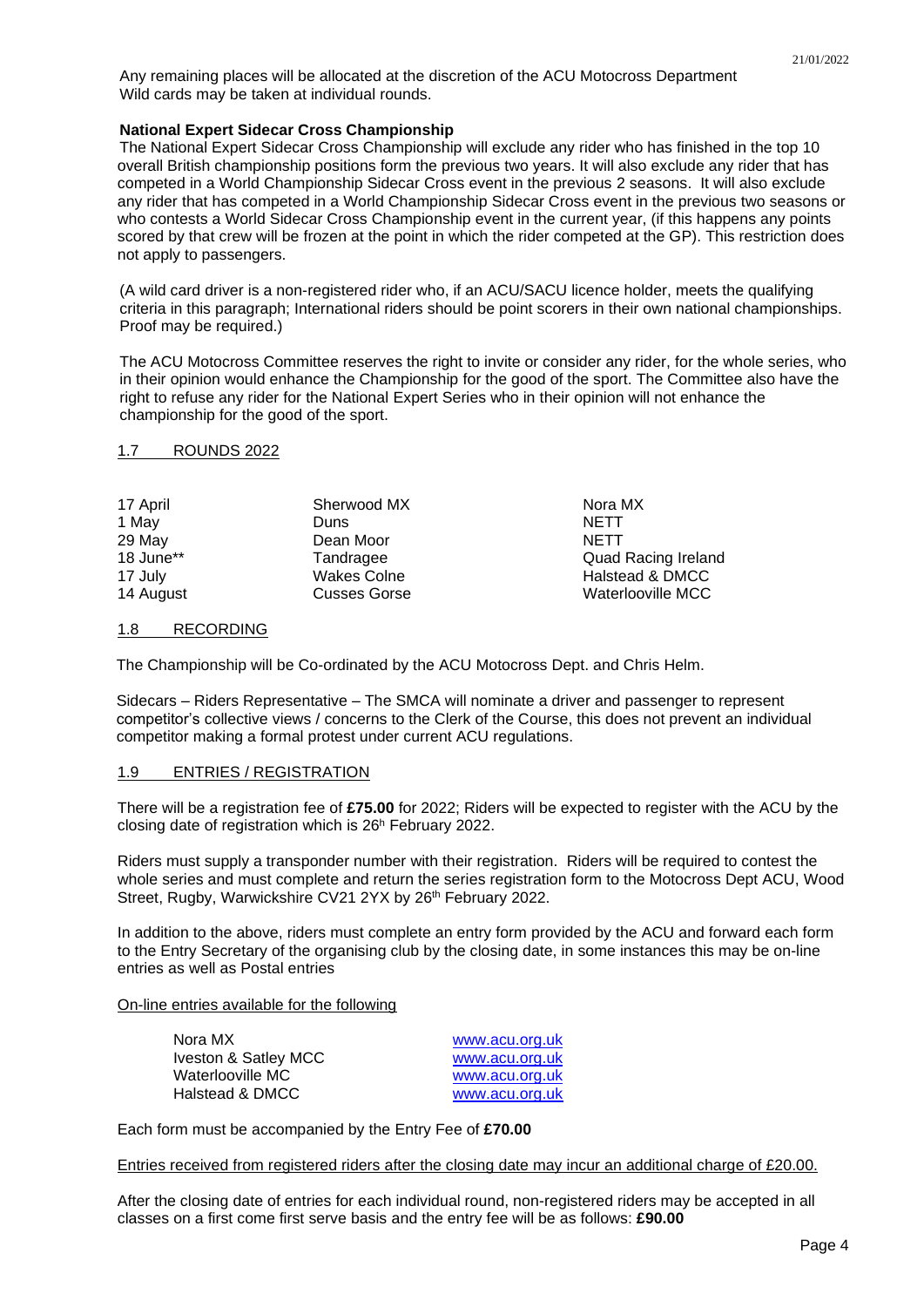Any remaining places will be allocated at the discretion of the ACU Motocross Department
Wild cards may be taken at individual rounds.

**National Expert Sidecar Cross Championship**

The National Expert Sidecar Cross Championship will exclude any rider who has finished in the top 10 overall British championship positions form the previous two years. It will also exclude any rider that has competed in a World Championship Sidecar Cross event in the previous 2 seasons. It will also exclude any rider that has competed in a World Championship Sidecar Cross event in the previous two seasons or who contests a World Sidecar Cross Championship event in the current year, (if this happens any points scored by that crew will be frozen at the point in which the rider competed at the GP). This restriction does not apply to passengers.

(A wild card driver is a non-registered rider who, if an ACU/SACU licence holder, meets the qualifying criteria in this paragraph; International riders should be point scorers in their own national championships. Proof may be required.)

The ACU Motocross Committee reserves the right to invite or consider any rider, for the whole series, who in their opinion would enhance the Championship for the good of the sport. The Committee also have the right to refuse any rider for the National Expert Series who in their opinion will not enhance the championship for the good of the sport.

## 1.7 ROUNDS 2022

| | | |
|---|---|---|
| 17 April | Sherwood MX | Nora MX |
| 1 May | Duns | NETT |
| 29 May | Dean Moor | NETT |
| 18 June** | Tandragee | Quad Racing Ireland |
| 17 July | Wakes Colne | Halstead & DMCC |
| 14 August | Cusses Gorse | Waterlooville MCC |

## 1.8 RECORDING

The Championship will be Co-ordinated by the ACU Motocross Dept. and Chris Helm.

Sidecars – Riders Representative – The SMCA will nominate a driver and passenger to represent competitor's collective views / concerns to the Clerk of the Course, this does not prevent an individual competitor making a formal protest under current ACU regulations.

## 1.9 ENTRIES / REGISTRATION

There will be a registration fee of **£75.00** for 2022; Riders will be expected to register with the ACU by the closing date of registration which is 26h February 2022.

Riders must supply a transponder number with their registration. Riders will be required to contest the whole series and must complete and return the series registration form to the Motocross Dept ACU, Wood Street, Rugby, Warwickshire CV21 2YX by 26th February 2022.

In addition to the above, riders must complete an entry form provided by the ACU and forward each form to the Entry Secretary of the organising club by the closing date, in some instances this may be on-line entries as well as Postal entries

On-line entries available for the following

| | |
|---|---|
| Nora MX | www.acu.org.uk |
| Iveston & Satley MCC | www.acu.org.uk |
| Waterlooville MC | www.acu.org.uk |
| Halstead & DMCC | www.acu.org.uk |

Each form must be accompanied by the Entry Fee of **£70.00**

Entries received from registered riders after the closing date may incur an additional charge of £20.00.

After the closing date of entries for each individual round, non-registered riders may be accepted in all classes on a first come first serve basis and the entry fee will be as follows: **£90.00**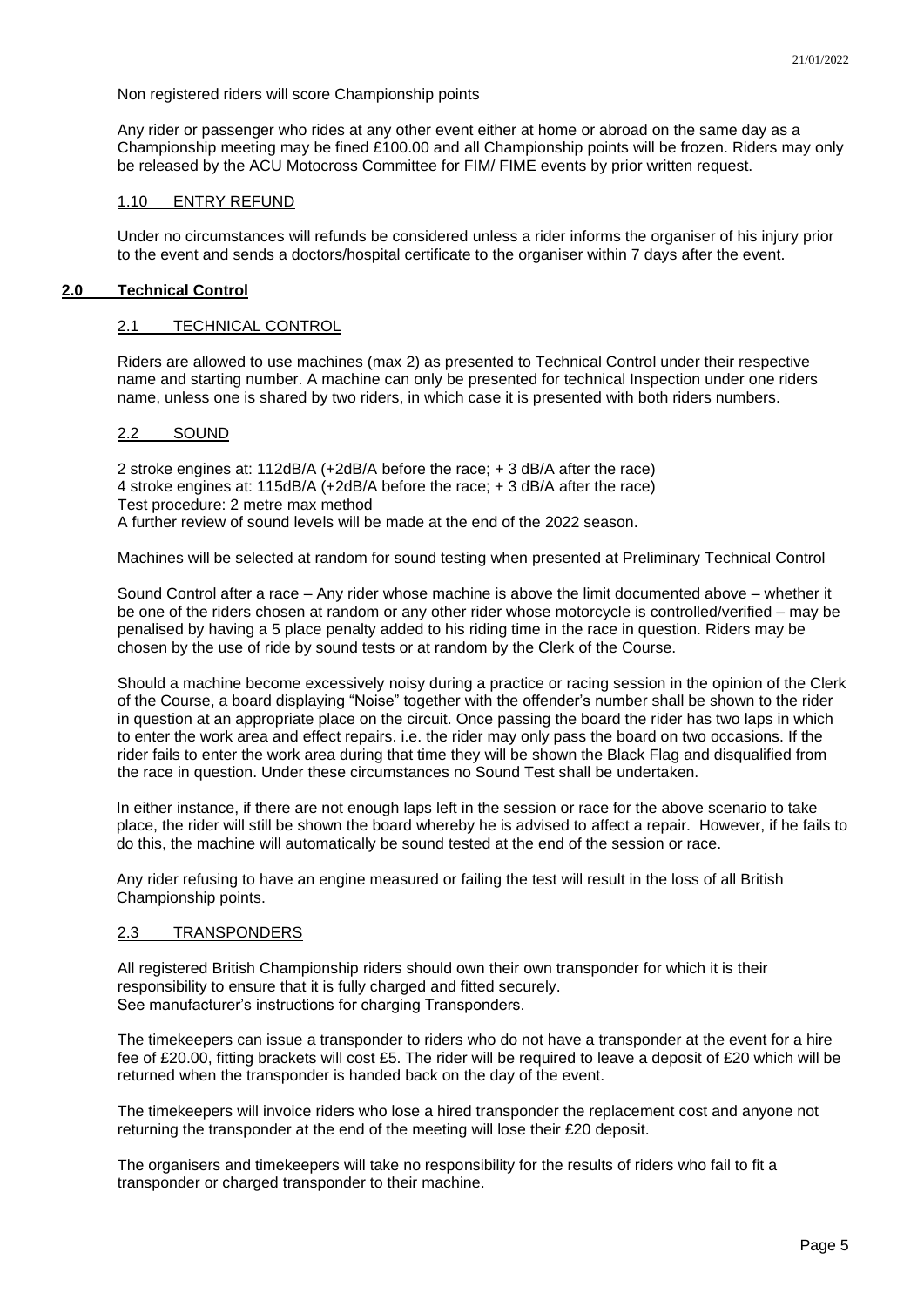Non registered riders will score Championship points

Any rider or passenger who rides at any other event either at home or abroad on the same day as a Championship meeting may be fined £100.00 and all Championship points will be frozen. Riders may only be released by the ACU Motocross Committee for FIM/ FIME events by prior written request.

### 1.10 ENTRY REFUND

Under no circumstances will refunds be considered unless a rider informs the organiser of his injury prior to the event and sends a doctors/hospital certificate to the organiser within 7 days after the event.

## 2.0 Technical Control

### 2.1 TECHNICAL CONTROL

Riders are allowed to use machines (max 2) as presented to Technical Control under their respective name and starting number. A machine can only be presented for technical Inspection under one riders name, unless one is shared by two riders, in which case it is presented with both riders numbers.

### 2.2 SOUND

2 stroke engines at: 112dB/A (+2dB/A before the race; + 3 dB/A after the race)
4 stroke engines at: 115dB/A (+2dB/A before the race; + 3 dB/A after the race)
Test procedure: 2 metre max method
A further review of sound levels will be made at the end of the 2022 season.

Machines will be selected at random for sound testing when presented at Preliminary Technical Control

Sound Control after a race – Any rider whose machine is above the limit documented above – whether it be one of the riders chosen at random or any other rider whose motorcycle is controlled/verified – may be penalised by having a 5 place penalty added to his riding time in the race in question. Riders may be chosen by the use of ride by sound tests or at random by the Clerk of the Course.

Should a machine become excessively noisy during a practice or racing session in the opinion of the Clerk of the Course, a board displaying "Noise" together with the offender's number shall be shown to the rider in question at an appropriate place on the circuit. Once passing the board the rider has two laps in which to enter the work area and effect repairs. i.e. the rider may only pass the board on two occasions. If the rider fails to enter the work area during that time they will be shown the Black Flag and disqualified from the race in question. Under these circumstances no Sound Test shall be undertaken.

In either instance, if there are not enough laps left in the session or race for the above scenario to take place, the rider will still be shown the board whereby he is advised to affect a repair. However, if he fails to do this, the machine will automatically be sound tested at the end of the session or race.

Any rider refusing to have an engine measured or failing the test will result in the loss of all British Championship points.

### 2.3 TRANSPONDERS

All registered British Championship riders should own their own transponder for which it is their responsibility to ensure that it is fully charged and fitted securely.
See manufacturer's instructions for charging Transponders.

The timekeepers can issue a transponder to riders who do not have a transponder at the event for a hire fee of £20.00, fitting brackets will cost £5. The rider will be required to leave a deposit of £20 which will be returned when the transponder is handed back on the day of the event.

The timekeepers will invoice riders who lose a hired transponder the replacement cost and anyone not returning the transponder at the end of the meeting will lose their £20 deposit.

The organisers and timekeepers will take no responsibility for the results of riders who fail to fit a transponder or charged transponder to their machine.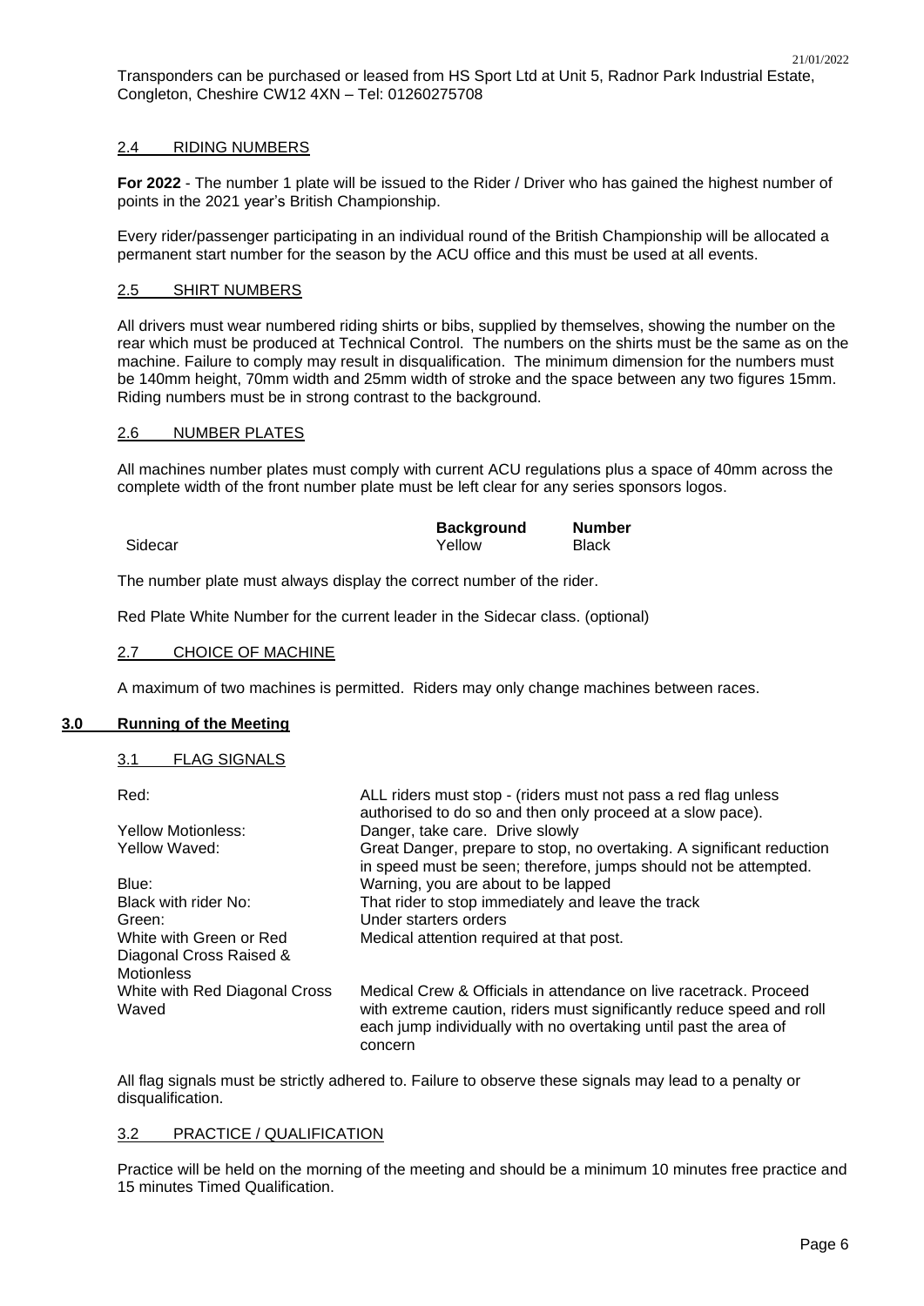Transponders can be purchased or leased from HS Sport Ltd at Unit 5, Radnor Park Industrial Estate, Congleton, Cheshire CW12 4XN – Tel: 01260275708

### 2.4 RIDING NUMBERS

**For 2022** - The number 1 plate will be issued to the Rider / Driver who has gained the highest number of points in the 2021 year's British Championship.

Every rider/passenger participating in an individual round of the British Championship will be allocated a permanent start number for the season by the ACU office and this must be used at all events.

### 2.5 SHIRT NUMBERS

All drivers must wear numbered riding shirts or bibs, supplied by themselves, showing the number on the rear which must be produced at Technical Control. The numbers on the shirts must be the same as on the machine. Failure to comply may result in disqualification. The minimum dimension for the numbers must be 140mm height, 70mm width and 25mm width of stroke and the space between any two figures 15mm. Riding numbers must be in strong contrast to the background.

### 2.6 NUMBER PLATES

All machines number plates must comply with current ACU regulations plus a space of 40mm across the complete width of the front number plate must be left clear for any series sponsors logos.

| | **Background** | **Number** |
|---|---|---|
| Sidecar | Yellow | Black |

The number plate must always display the correct number of the rider.

Red Plate White Number for the current leader in the Sidecar class. (optional)

### 2.7 CHOICE OF MACHINE

A maximum of two machines is permitted. Riders may only change machines between races.

## 3.0 Running of the Meeting

### 3.1 FLAG SIGNALS

| | |
|---|---|
| Red: | ALL riders must stop - (riders must not pass a red flag unless authorised to do so and then only proceed at a slow pace). |
| Yellow Motionless: | Danger, take care. Drive slowly |
| Yellow Waved: | Great Danger, prepare to stop, no overtaking. A significant reduction in speed must be seen; therefore, jumps should not be attempted. |
| Blue: | Warning, you are about to be lapped |
| Black with rider No: | That rider to stop immediately and leave the track |
| Green: | Under starters orders |
| White with Green or Red Diagonal Cross Raised & Motionless | Medical attention required at that post. |
| White with Red Diagonal Cross Waved | Medical Crew & Officials in attendance on live racetrack. Proceed with extreme caution, riders must significantly reduce speed and roll each jump individually with no overtaking until past the area of concern |

All flag signals must be strictly adhered to. Failure to observe these signals may lead to a penalty or disqualification.

### 3.2 PRACTICE / QUALIFICATION

Practice will be held on the morning of the meeting and should be a minimum 10 minutes free practice and 15 minutes Timed Qualification.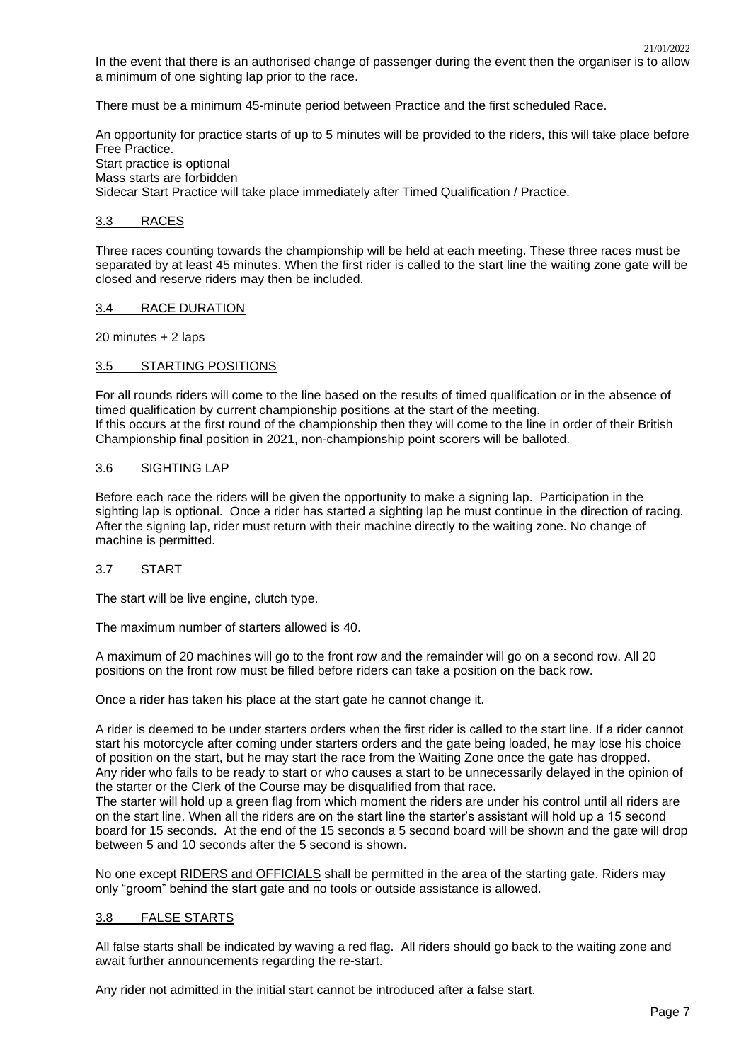In the event that there is an authorised change of passenger during the event then the organiser is to allow a minimum of one sighting lap prior to the race.

There must be a minimum 45-minute period between Practice and the first scheduled Race.

An opportunity for practice starts of up to 5 minutes will be provided to the riders, this will take place before Free Practice.
Start practice is optional
Mass starts are forbidden
Sidecar Start Practice will take place immediately after Timed Qualification / Practice.

## 3.3 RACES

Three races counting towards the championship will be held at each meeting. These three races must be separated by at least 45 minutes. When the first rider is called to the start line the waiting zone gate will be closed and reserve riders may then be included.

## 3.4 RACE DURATION

20 minutes + 2 laps

## 3.5 STARTING POSITIONS

For all rounds riders will come to the line based on the results of timed qualification or in the absence of timed qualification by current championship positions at the start of the meeting.
If this occurs at the first round of the championship then they will come to the line in order of their British Championship final position in 2021, non-championship point scorers will be balloted.

## 3.6 SIGHTING LAP

Before each race the riders will be given the opportunity to make a signing lap. Participation in the sighting lap is optional. Once a rider has started a sighting lap he must continue in the direction of racing. After the signing lap, rider must return with their machine directly to the waiting zone. No change of machine is permitted.

## 3.7 START

The start will be live engine, clutch type.

The maximum number of starters allowed is 40.

A maximum of 20 machines will go to the front row and the remainder will go on a second row. All 20 positions on the front row must be filled before riders can take a position on the back row.

Once a rider has taken his place at the start gate he cannot change it.

A rider is deemed to be under starters orders when the first rider is called to the start line. If a rider cannot start his motorcycle after coming under starters orders and the gate being loaded, he may lose his choice of position on the start, but he may start the race from the Waiting Zone once the gate has dropped.
Any rider who fails to be ready to start or who causes a start to be unnecessarily delayed in the opinion of the starter or the Clerk of the Course may be disqualified from that race.
The starter will hold up a green flag from which moment the riders are under his control until all riders are on the start line. When all the riders are on the start line the starter's assistant will hold up a 15 second board for 15 seconds. At the end of the 15 seconds a 5 second board will be shown and the gate will drop between 5 and 10 seconds after the 5 second is shown.

No one except RIDERS and OFFICIALS shall be permitted in the area of the starting gate. Riders may only "groom" behind the start gate and no tools or outside assistance is allowed.

## 3.8 FALSE STARTS

All false starts shall be indicated by waving a red flag. All riders should go back to the waiting zone and await further announcements regarding the re-start.

Any rider not admitted in the initial start cannot be introduced after a false start.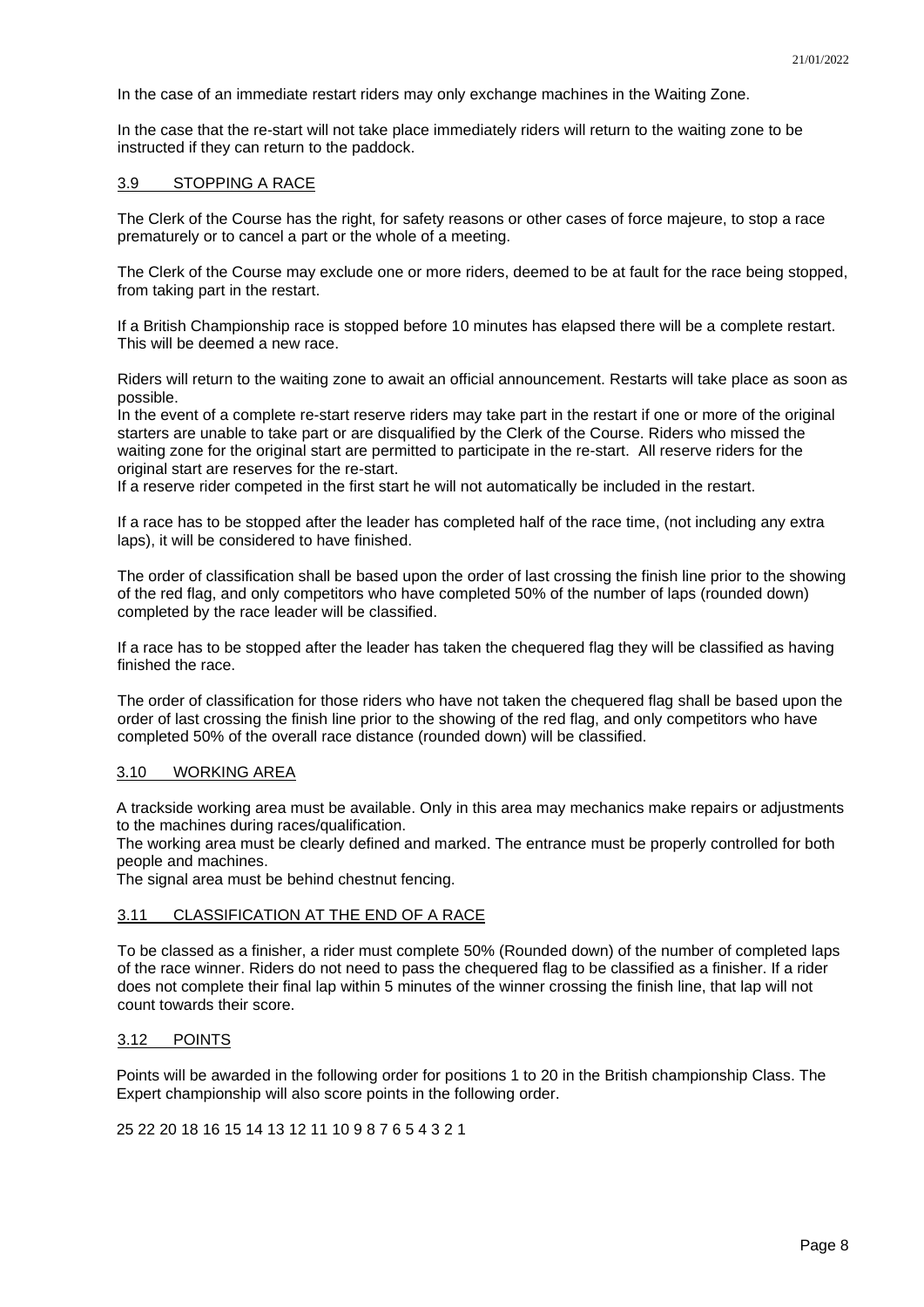In the case of an immediate restart riders may only exchange machines in the Waiting Zone.

In the case that the re-start will not take place immediately riders will return to the waiting zone to be instructed if they can return to the paddock.

### 3.9 STOPPING A RACE

The Clerk of the Course has the right, for safety reasons or other cases of force majeure, to stop a race prematurely or to cancel a part or the whole of a meeting.

The Clerk of the Course may exclude one or more riders, deemed to be at fault for the race being stopped, from taking part in the restart.

If a British Championship race is stopped before 10 minutes has elapsed there will be a complete restart. This will be deemed a new race.

Riders will return to the waiting zone to await an official announcement. Restarts will take place as soon as possible.
In the event of a complete re-start reserve riders may take part in the restart if one or more of the original starters are unable to take part or are disqualified by the Clerk of the Course. Riders who missed the waiting zone for the original start are permitted to participate in the re-start. All reserve riders for the original start are reserves for the re-start.
If a reserve rider competed in the first start he will not automatically be included in the restart.

If a race has to be stopped after the leader has completed half of the race time, (not including any extra laps), it will be considered to have finished.

The order of classification shall be based upon the order of last crossing the finish line prior to the showing of the red flag, and only competitors who have completed 50% of the number of laps (rounded down) completed by the race leader will be classified.

If a race has to be stopped after the leader has taken the chequered flag they will be classified as having finished the race.

The order of classification for those riders who have not taken the chequered flag shall be based upon the order of last crossing the finish line prior to the showing of the red flag, and only competitors who have completed 50% of the overall race distance (rounded down) will be classified.

### 3.10 WORKING AREA

A trackside working area must be available. Only in this area may mechanics make repairs or adjustments to the machines during races/qualification.
The working area must be clearly defined and marked. The entrance must be properly controlled for both people and machines.
The signal area must be behind chestnut fencing.

### 3.11 CLASSIFICATION AT THE END OF A RACE

To be classed as a finisher, a rider must complete 50% (Rounded down) of the number of completed laps of the race winner. Riders do not need to pass the chequered flag to be classified as a finisher. If a rider does not complete their final lap within 5 minutes of the winner crossing the finish line, that lap will not count towards their score.

### 3.12 POINTS

Points will be awarded in the following order for positions 1 to 20 in the British championship Class. The Expert championship will also score points in the following order.

25 22 20 18 16 15 14 13 12 11 10 9 8 7 6 5 4 3 2 1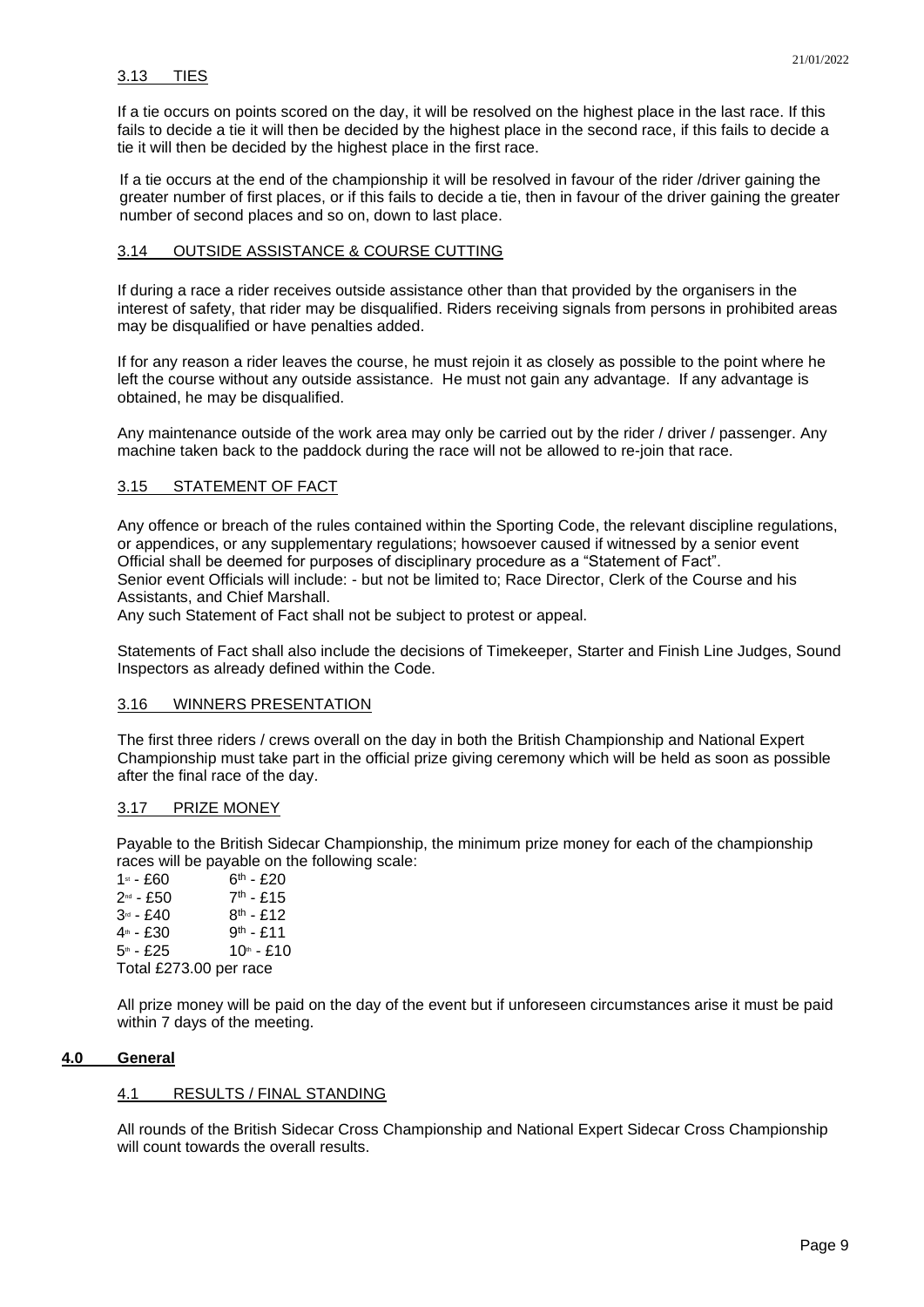### 3.13 TIES

If a tie occurs on points scored on the day, it will be resolved on the highest place in the last race. If this fails to decide a tie it will then be decided by the highest place in the second race, if this fails to decide a tie it will then be decided by the highest place in the first race.

If a tie occurs at the end of the championship it will be resolved in favour of the rider /driver gaining the greater number of first places, or if this fails to decide a tie, then in favour of the driver gaining the greater number of second places and so on, down to last place.

### 3.14 OUTSIDE ASSISTANCE & COURSE CUTTING

If during a race a rider receives outside assistance other than that provided by the organisers in the interest of safety, that rider may be disqualified. Riders receiving signals from persons in prohibited areas may be disqualified or have penalties added.

If for any reason a rider leaves the course, he must rejoin it as closely as possible to the point where he left the course without any outside assistance. He must not gain any advantage. If any advantage is obtained, he may be disqualified.

Any maintenance outside of the work area may only be carried out by the rider / driver / passenger. Any machine taken back to the paddock during the race will not be allowed to re-join that race.

### 3.15 STATEMENT OF FACT

Any offence or breach of the rules contained within the Sporting Code, the relevant discipline regulations, or appendices, or any supplementary regulations; howsoever caused if witnessed by a senior event Official shall be deemed for purposes of disciplinary procedure as a "Statement of Fact".
Senior event Officials will include: - but not be limited to; Race Director, Clerk of the Course and his Assistants, and Chief Marshall.
Any such Statement of Fact shall not be subject to protest or appeal.

Statements of Fact shall also include the decisions of Timekeeper, Starter and Finish Line Judges, Sound Inspectors as already defined within the Code.

### 3.16 WINNERS PRESENTATION

The first three riders / crews overall on the day in both the British Championship and National Expert Championship must take part in the official prize giving ceremony which will be held as soon as possible after the final race of the day.

### 3.17 PRIZE MONEY

Payable to the British Sidecar Championship, the minimum prize money for each of the championship races will be payable on the following scale:

1st - £60 6th - £20
2nd - £50 7th - £15
3rd - £40 8th - £12
4th - £30 9th - £11
5th - £25 10th - £10
Total £273.00 per race

All prize money will be paid on the day of the event but if unforeseen circumstances arise it must be paid within 7 days of the meeting.

## 4.0 General

### 4.1 RESULTS / FINAL STANDING

All rounds of the British Sidecar Cross Championship and National Expert Sidecar Cross Championship will count towards the overall results.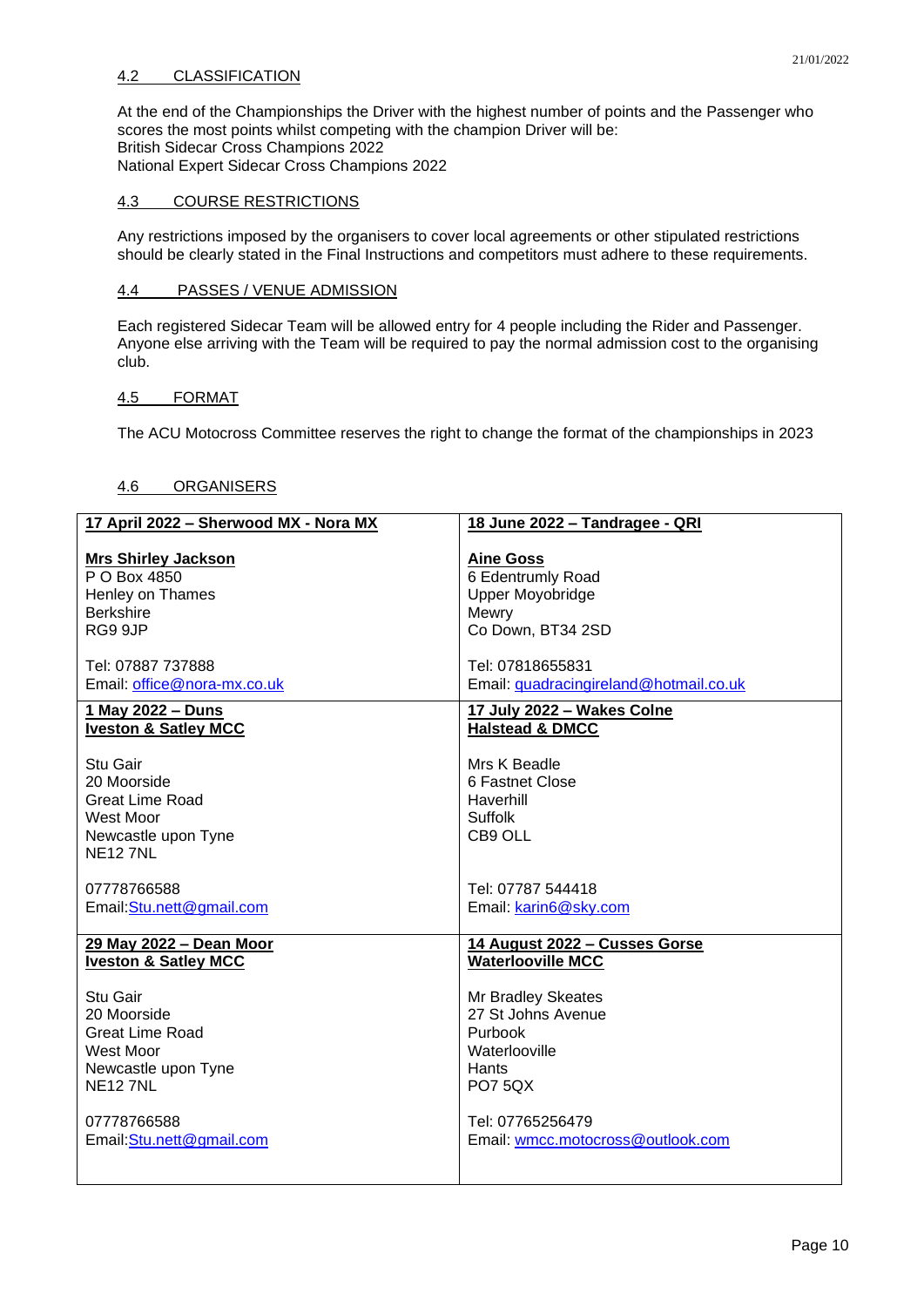#### 4.2 CLASSIFICATION

At the end of the Championships the Driver with the highest number of points and the Passenger who scores the most points whilst competing with the champion Driver will be:
British Sidecar Cross Champions 2022
National Expert Sidecar Cross Champions 2022

#### 4.3 COURSE RESTRICTIONS

Any restrictions imposed by the organisers to cover local agreements or other stipulated restrictions should be clearly stated in the Final Instructions and competitors must adhere to these requirements.

#### 4.4 PASSES / VENUE ADMISSION

Each registered Sidecar Team will be allowed entry for 4 people including the Rider and Passenger. Anyone else arriving with the Team will be required to pay the normal admission cost to the organising club.

#### 4.5 FORMAT

The ACU Motocross Committee reserves the right to change the format of the championships in 2023

#### 4.6 ORGANISERS

| | |
|---|---|
| **17 April 2022 – Sherwood MX - Nora MX**<br><br>**Mrs Shirley Jackson**<br>P O Box 4850<br>Henley on Thames<br>Berkshire<br>RG9 9JP<br><br>Tel: 07887 737888<br>Email: office@nora-mx.co.uk | **18 June 2022 – Tandragee - QRI**<br><br>**Aine Goss**<br>6 Edentrumly Road<br>Upper Moyobridge<br>Mewry<br>Co Down, BT34 2SD<br><br>Tel: 07818655831<br>Email: quadracingireland@hotmail.co.uk |
| **1 May 2022 – Duns**<br>**Iveston & Satley MCC**<br><br>Stu Gair<br>20 Moorside<br>Great Lime Road<br>West Moor<br>Newcastle upon Tyne<br>NE12 7NL<br><br>07778766588<br>Email:Stu.nett@gmail.com | **17 July 2022 – Wakes Colne**<br>**Halstead & DMCC**<br><br>Mrs K Beadle<br>6 Fastnet Close<br>Haverhill<br>Suffolk<br>CB9 OLL<br><br>Tel: 07787 544418<br>Email: karin6@sky.com |
| **29 May 2022 – Dean Moor**<br>**Iveston & Satley MCC**<br><br>Stu Gair<br>20 Moorside<br>Great Lime Road<br>West Moor<br>Newcastle upon Tyne<br>NE12 7NL<br><br>07778766588<br>Email:Stu.nett@gmail.com | **14 August 2022 – Cusses Gorse**<br>**Waterlooville MCC**<br><br>Mr Bradley Skeates<br>27 St Johns Avenue<br>Purbook<br>Waterlooville<br>Hants<br>PO7 5QX<br><br>Tel: 07765256479<br>Email: wmcc.motocross@outlook.com |